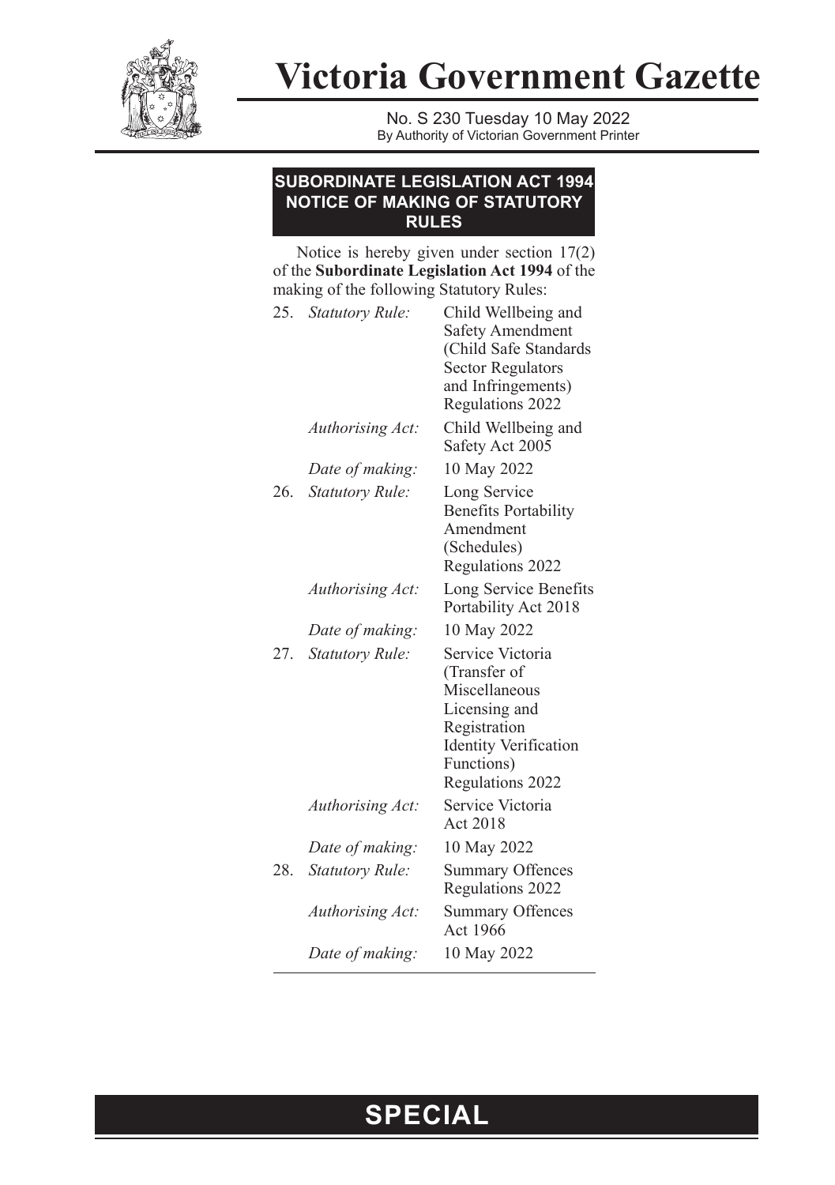# Victoria Government Gazette

No. S 230 Tuesday 10 May 2022
By Authority of Victorian Government Printer

## SUBORDINATE LEGISLATION ACT 1994 NOTICE OF MAKING OF STATUTORY RULES

Notice is hereby given under section 17(2) of the **Subordinate Legislation Act 1994** of the making of the following Statutory Rules:

25. *Statutory Rule:* Child Wellbeing and Safety Amendment (Child Safe Standards Sector Regulators and Infringements) Regulations 2022

    *Authorising Act:* Child Wellbeing and Safety Act 2005

    *Date of making:* 10 May 2022

26. *Statutory Rule:* Long Service Benefits Portability Amendment (Schedules) Regulations 2022

    *Authorising Act:* Long Service Benefits Portability Act 2018

    *Date of making:* 10 May 2022

27. *Statutory Rule:* Service Victoria (Transfer of Miscellaneous Licensing and Registration Identity Verification Functions) Regulations 2022

    *Authorising Act:* Service Victoria Act 2018

    *Date of making:* 10 May 2022

28. *Statutory Rule:* Summary Offences Regulations 2022

    *Authorising Act:* Summary Offences Act 1966

    *Date of making:* 10 May 2022

**SPECIAL**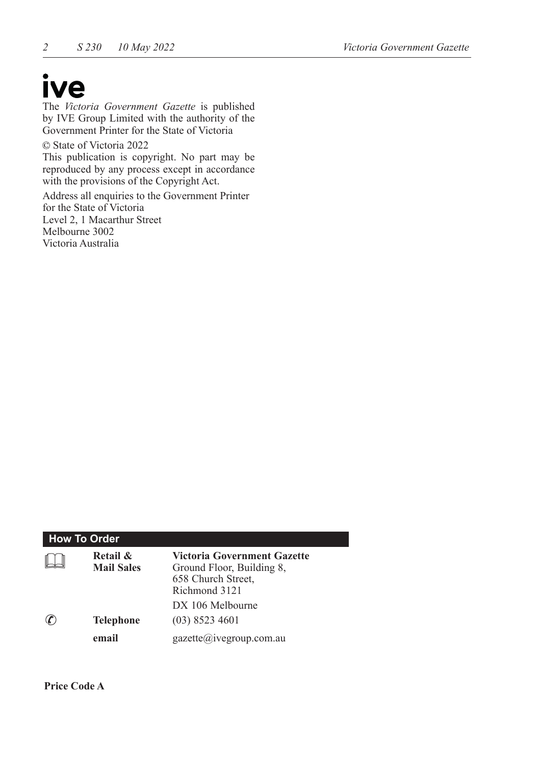ive

The *Victoria Government Gazette* is published by IVE Group Limited with the authority of the Government Printer for the State of Victoria

© State of Victoria 2022

This publication is copyright. No part may be reproduced by any process except in accordance with the provisions of the Copyright Act.

Address all enquiries to the Government Printer for the State of Victoria
Level 2, 1 Macarthur Street
Melbourne 3002
Victoria Australia

## How To Order

| | | |
|---|---|---|
| | **Retail & Mail Sales** | **Victoria Government Gazette** Ground Floor, Building 8, 658 Church Street, Richmond 3121 |
| | | DX 106 Melbourne |
| | **Telephone** | (03) 8523 4601 |
| | **email** | gazette@ivegroup.com.au |

**Price Code A**